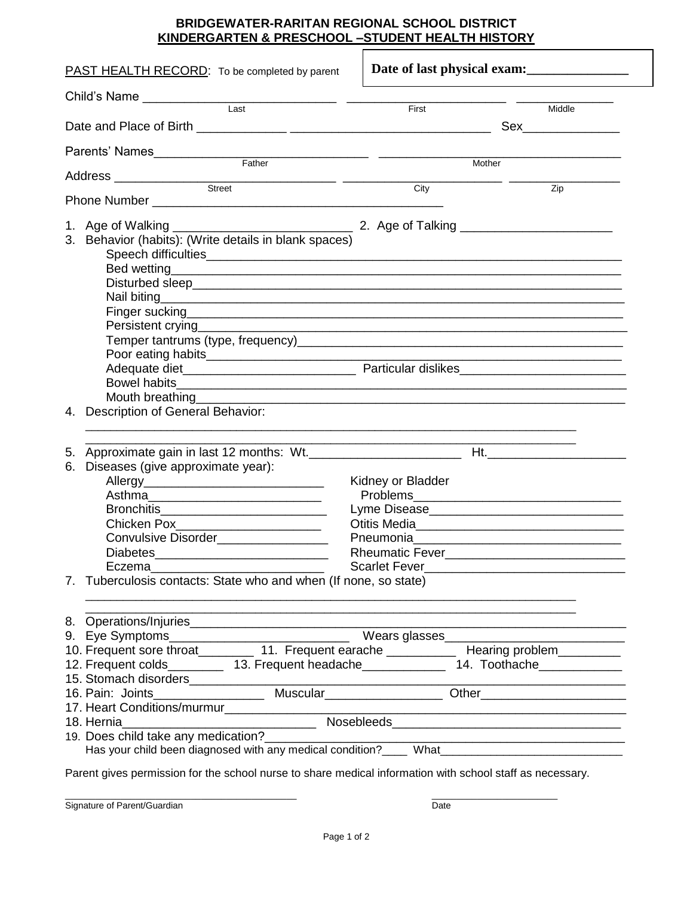**BRIDGEWATER-RARITAN REGIONAL SCHOOL DISTRICT**

**KINDERGARTEN & PRESCHOOL –STUDENT HEALTH HISTORY**

PAST HEALTH RECORD: To be completed by parent

**Date of last physical exam:_______________**

Child's Name ____________________________ ______________________ _____________
Last First Middle

Date and Place of Birth ____________ ____________________________ Sex______________

Parents' Names_____________________________ _________________________________
Father Mother

Address ________________________________ ______________________ ________________
Street City Zip

Phone Number ________________________________________

1. Age of Walking _________________________ 2. Age of Talking _____________________
3. Behavior (habits): (Write details in blank spaces)
   - Speech difficulties_______________________________________________________________
   - Bed wetting_____________________________________________________________________
   - Disturbed sleep__________________________________________________________________
   - Nail biting_______________________________________________________________________
   - Finger sucking___________________________________________________________________
   - Persistent crying_________________________________________________________________
   - Temper tantrums (type, frequency)________________________________________________
   - Poor eating habits________________________________________________________________
   - Adequate diet_________________________ Particular dislikes_______________________
   - Bowel habits_____________________________________________________________________
   - Mouth breathing__________________________________________________________________
4. Description of General Behavior:

   ___________________________________________________________________________

   ___________________________________________________________________________
5. Approximate gain in last 12 months: Wt._____________________ Ht.___________________
6. Diseases (give approximate year):
   - Allergy__________________________
   - Asthma__________________________
   - Bronchitis________________________
   - Chicken Pox______________________
   - Convulsive Disorder________________
   - Diabetes_________________________
   - Eczema__________________________
   - Kidney or Bladder Problems_____________________________
   - Lyme Disease____________________________
   - Otitis Media_____________________________
   - Pneumonia______________________________
   - Rheumatic Fever__________________________
   - Scarlet Fever_____________________________
7. Tuberculosis contacts: State who and when (If none, so state)

   ___________________________________________________________________________

   ___________________________________________________________________________
8. Operations/Injuries___________________________________________________________________
9. Eye Symptoms__________________________ Wears glasses_________________________
10. Frequent sore throat________ 11. Frequent earache __________ Hearing problem_________
12. Frequent colds________ 13. Frequent headache____________ 14. Toothache____________
15. Stomach disorders_____________________________________________________________
16. Pain: Joints________________ Muscular________________ Other____________________
17. Heart Conditions/murmur_______________________________________________________
18. Hernia____________________________ Nosebleeds________________________________
19. Does child take any medication?_________________________________________________
    Has your child been diagnosed with any medical condition?____ What___________________________

Parent gives permission for the school nurse to share medical information with school staff as necessary.

_________________________________________ _____________________
Signature of Parent/Guardian Date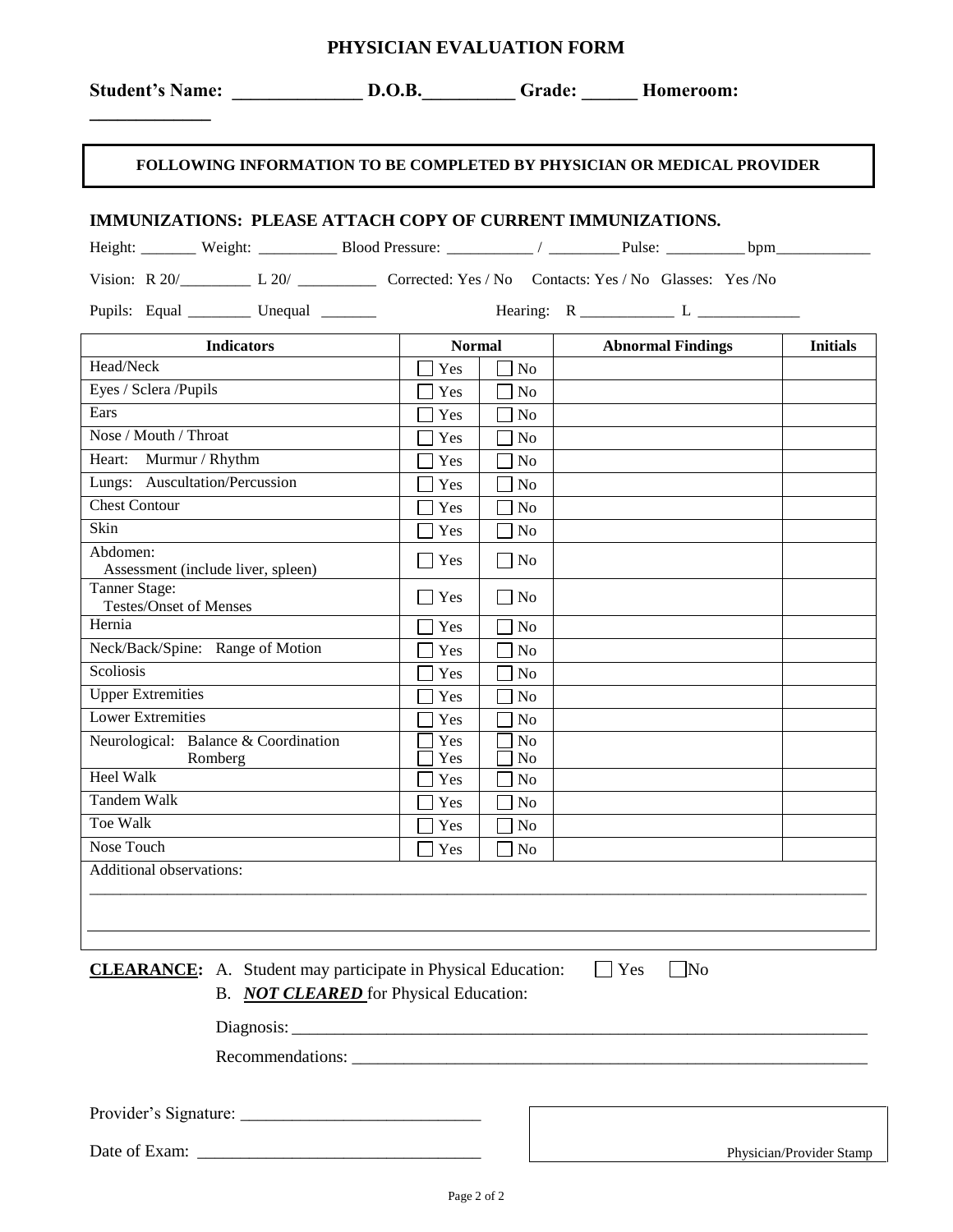# PHYSICIAN EVALUATION FORM

**Student's Name: ______________ D.O.B.__________ Grade: ______ Homeroom: ______________**

**FOLLOWING INFORMATION TO BE COMPLETED BY PHYSICIAN OR MEDICAL PROVIDER**

## IMMUNIZATIONS: PLEASE ATTACH COPY OF CURRENT IMMUNIZATIONS.

Height: _______ Weight: __________ Blood Pressure: ___________ / _________ Pulse: __________ bpm____________

Vision: R 20/_________ L 20/ __________ Corrected: Yes / No Contacts: Yes / No Glasses: Yes /No

Pupils: Equal ________ Unequal _______ Hearing: R ____________ L _____________

| Indicators | Normal | | Abnormal Findings | Initials |
|---|---|---|---|---|
| Head/Neck | ☐ Yes | ☐ No | | |
| Eyes / Sclera /Pupils | ☐ Yes | ☐ No | | |
| Ears | ☐ Yes | ☐ No | | |
| Nose / Mouth / Throat | ☐ Yes | ☐ No | | |
| Heart: Murmur / Rhythm | ☐ Yes | ☐ No | | |
| Lungs: Auscultation/Percussion | ☐ Yes | ☐ No | | |
| Chest Contour | ☐ Yes | ☐ No | | |
| Skin | ☐ Yes | ☐ No | | |
| Abdomen: Assessment (include liver, spleen) | ☐ Yes | ☐ No | | |
| Tanner Stage: Testes/Onset of Menses | ☐ Yes | ☐ No | | |
| Hernia | ☐ Yes | ☐ No | | |
| Neck/Back/Spine: Range of Motion | ☐ Yes | ☐ No | | |
| Scoliosis | ☐ Yes | ☐ No | | |
| Upper Extremities | ☐ Yes | ☐ No | | |
| Lower Extremities | ☐ Yes | ☐ No | | |
| Neurological: Balance & Coordination<br>Romberg | ☐ Yes<br>☐ Yes | ☐ No<br>☐ No | | |
| Heel Walk | ☐ Yes | ☐ No | | |
| Tandem Walk | ☐ Yes | ☐ No | | |
| Toe Walk | ☐ Yes | ☐ No | | |
| Nose Touch | ☐ Yes | ☐ No | | |

Additional observations:

_______________________________________________________________________________________

_______________________________________________________________________________________

**CLEARANCE:** A. Student may participate in Physical Education: ☐ Yes ☐ No

B. ***NOT CLEARED*** for Physical Education:

Diagnosis: ______________________________________________________________________

Recommendations: _______________________________________________________________

Provider's Signature: ____________________________

Date of Exam: _________________________________

Physician/Provider Stamp